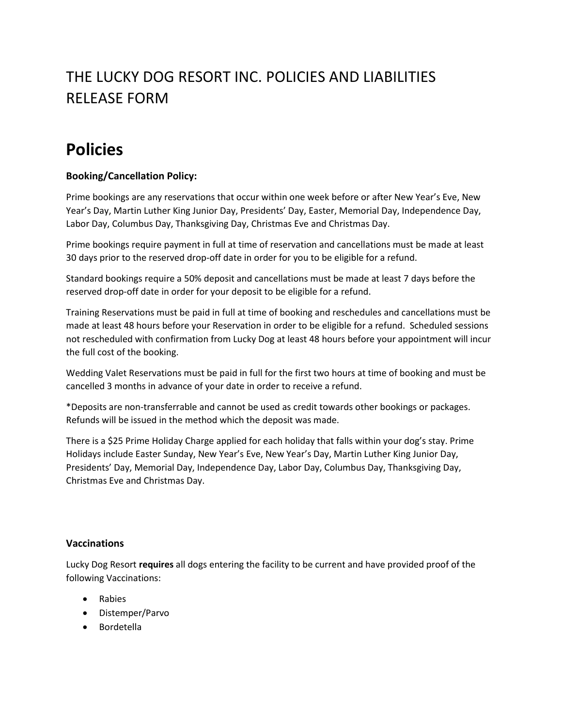# THE LUCKY DOG RESORT INC. POLICIES AND LIABILITIES RELEASE FORM

## Policies

### Booking/Cancellation Policy:

Prime bookings are any reservations that occur within one week before or after New Year's Eve, New Year's Day, Martin Luther King Junior Day, Presidents' Day, Easter, Memorial Day, Independence Day, Labor Day, Columbus Day, Thanksgiving Day, Christmas Eve and Christmas Day.

Prime bookings require payment in full at time of reservation and cancellations must be made at least 30 days prior to the reserved drop-off date in order for you to be eligible for a refund.

Standard bookings require a 50% deposit and cancellations must be made at least 7 days before the reserved drop-off date in order for your deposit to be eligible for a refund.

Training Reservations must be paid in full at time of booking and reschedules and cancellations must be made at least 48 hours before your Reservation in order to be eligible for a refund. Scheduled sessions not rescheduled with confirmation from Lucky Dog at least 48 hours before your appointment will incur the full cost of the booking.

Wedding Valet Reservations must be paid in full for the first two hours at time of booking and must be cancelled 3 months in advance of your date in order to receive a refund.

*Deposits are non-transferrable and cannot be used as credit towards other bookings or packages. Refunds will be issued in the method which the deposit was made.

There is a $25 Prime Holiday Charge applied for each holiday that falls within your dog's stay. Prime Holidays include Easter Sunday, New Year's Eve, New Year's Day, Martin Luther King Junior Day, Presidents' Day, Memorial Day, Independence Day, Labor Day, Columbus Day, Thanksgiving Day, Christmas Eve and Christmas Day.

### Vaccinations

Lucky Dog Resort **requires** all dogs entering the facility to be current and have provided proof of the following Vaccinations:

- Rabies
- Distemper/Parvo
- Bordetella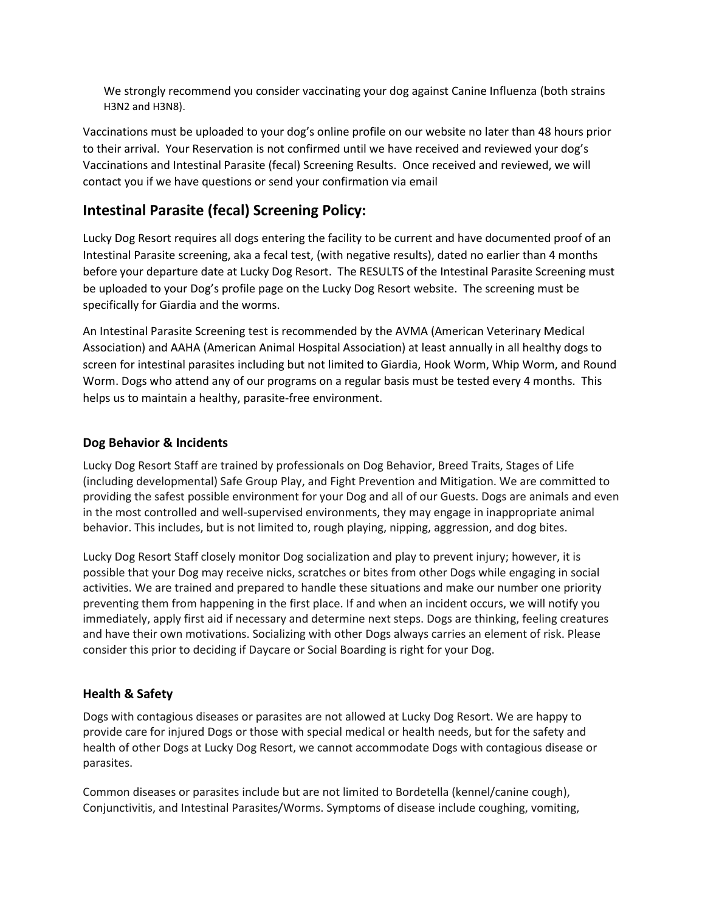We strongly recommend you consider vaccinating your dog against Canine Influenza (both strains H3N2 and H3N8).

Vaccinations must be uploaded to your dog's online profile on our website no later than 48 hours prior to their arrival. Your Reservation is not confirmed until we have received and reviewed your dog's Vaccinations and Intestinal Parasite (fecal) Screening Results. Once received and reviewed, we will contact you if we have questions or send your confirmation via email

## Intestinal Parasite (fecal) Screening Policy:

Lucky Dog Resort requires all dogs entering the facility to be current and have documented proof of an Intestinal Parasite screening, aka a fecal test, (with negative results), dated no earlier than 4 months before your departure date at Lucky Dog Resort. The RESULTS of the Intestinal Parasite Screening must be uploaded to your Dog's profile page on the Lucky Dog Resort website. The screening must be specifically for Giardia and the worms.

An Intestinal Parasite Screening test is recommended by the AVMA (American Veterinary Medical Association) and AAHA (American Animal Hospital Association) at least annually in all healthy dogs to screen for intestinal parasites including but not limited to Giardia, Hook Worm, Whip Worm, and Round Worm. Dogs who attend any of our programs on a regular basis must be tested every 4 months. This helps us to maintain a healthy, parasite-free environment.

### Dog Behavior & Incidents

Lucky Dog Resort Staff are trained by professionals on Dog Behavior, Breed Traits, Stages of Life (including developmental) Safe Group Play, and Fight Prevention and Mitigation. We are committed to providing the safest possible environment for your Dog and all of our Guests. Dogs are animals and even in the most controlled and well-supervised environments, they may engage in inappropriate animal behavior. This includes, but is not limited to, rough playing, nipping, aggression, and dog bites.

Lucky Dog Resort Staff closely monitor Dog socialization and play to prevent injury; however, it is possible that your Dog may receive nicks, scratches or bites from other Dogs while engaging in social activities. We are trained and prepared to handle these situations and make our number one priority preventing them from happening in the first place. If and when an incident occurs, we will notify you immediately, apply first aid if necessary and determine next steps. Dogs are thinking, feeling creatures and have their own motivations. Socializing with other Dogs always carries an element of risk. Please consider this prior to deciding if Daycare or Social Boarding is right for your Dog.

### Health & Safety

Dogs with contagious diseases or parasites are not allowed at Lucky Dog Resort. We are happy to provide care for injured Dogs or those with special medical or health needs, but for the safety and health of other Dogs at Lucky Dog Resort, we cannot accommodate Dogs with contagious disease or parasites.

Common diseases or parasites include but are not limited to Bordetella (kennel/canine cough), Conjunctivitis, and Intestinal Parasites/Worms. Symptoms of disease include coughing, vomiting,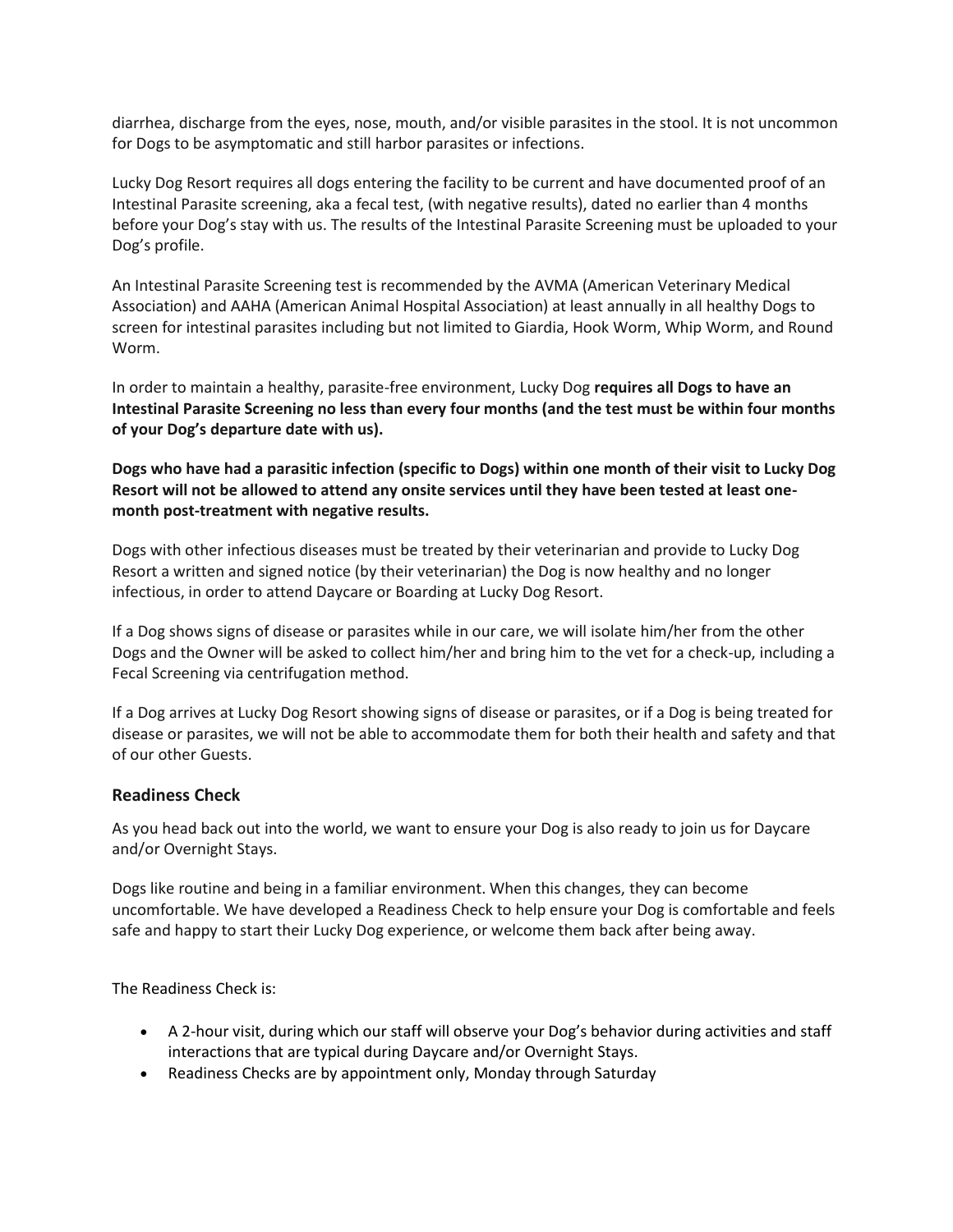diarrhea, discharge from the eyes, nose, mouth, and/or visible parasites in the stool. It is not uncommon for Dogs to be asymptomatic and still harbor parasites or infections.

Lucky Dog Resort requires all dogs entering the facility to be current and have documented proof of an Intestinal Parasite screening, aka a fecal test, (with negative results), dated no earlier than 4 months before your Dog's stay with us. The results of the Intestinal Parasite Screening must be uploaded to your Dog's profile.

An Intestinal Parasite Screening test is recommended by the AVMA (American Veterinary Medical Association) and AAHA (American Animal Hospital Association) at least annually in all healthy Dogs to screen for intestinal parasites including but not limited to Giardia, Hook Worm, Whip Worm, and Round Worm.

In order to maintain a healthy, parasite-free environment, Lucky Dog **requires all Dogs to have an Intestinal Parasite Screening no less than every four months (and the test must be within four months of your Dog's departure date with us).**

**Dogs who have had a parasitic infection (specific to Dogs) within one month of their visit to Lucky Dog Resort will not be allowed to attend any onsite services until they have been tested at least one-month post-treatment with negative results.**

Dogs with other infectious diseases must be treated by their veterinarian and provide to Lucky Dog Resort a written and signed notice (by their veterinarian) the Dog is now healthy and no longer infectious, in order to attend Daycare or Boarding at Lucky Dog Resort.

If a Dog shows signs of disease or parasites while in our care, we will isolate him/her from the other Dogs and the Owner will be asked to collect him/her and bring him to the vet for a check-up, including a Fecal Screening via centrifugation method.

If a Dog arrives at Lucky Dog Resort showing signs of disease or parasites, or if a Dog is being treated for disease or parasites, we will not be able to accommodate them for both their health and safety and that of our other Guests.

## Readiness Check

As you head back out into the world, we want to ensure your Dog is also ready to join us for Daycare and/or Overnight Stays.

Dogs like routine and being in a familiar environment. When this changes, they can become uncomfortable. We have developed a Readiness Check to help ensure your Dog is comfortable and feels safe and happy to start their Lucky Dog experience, or welcome them back after being away.

The Readiness Check is:

- A 2-hour visit, during which our staff will observe your Dog's behavior during activities and staff interactions that are typical during Daycare and/or Overnight Stays.
- Readiness Checks are by appointment only, Monday through Saturday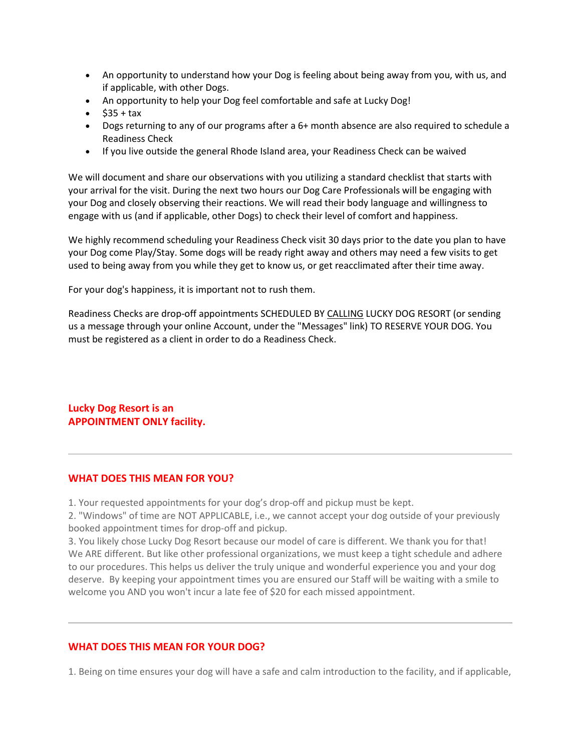- An opportunity to understand how your Dog is feeling about being away from you, with us, and if applicable, with other Dogs.
- An opportunity to help your Dog feel comfortable and safe at Lucky Dog!
- $35 + tax
- Dogs returning to any of our programs after a 6+ month absence are also required to schedule a Readiness Check
- If you live outside the general Rhode Island area, your Readiness Check can be waived

We will document and share our observations with you utilizing a standard checklist that starts with your arrival for the visit. During the next two hours our Dog Care Professionals will be engaging with your Dog and closely observing their reactions. We will read their body language and willingness to engage with us (and if applicable, other Dogs) to check their level of comfort and happiness.

We highly recommend scheduling your Readiness Check visit 30 days prior to the date you plan to have your Dog come Play/Stay. Some dogs will be ready right away and others may need a few visits to get used to being away from you while they get to know us, or get reacclimated after their time away.

For your dog's happiness, it is important not to rush them.

Readiness Checks are drop-off appointments SCHEDULED BY CALLING LUCKY DOG RESORT (or sending us a message through your online Account, under the "Messages" link) TO RESERVE YOUR DOG. You must be registered as a client in order to do a Readiness Check.

**Lucky Dog Resort is an**
**APPOINTMENT ONLY facility.**

---

## WHAT DOES THIS MEAN FOR YOU?

1. Your requested appointments for your dog's drop-off and pickup must be kept.
2. "Windows" of time are NOT APPLICABLE, i.e., we cannot accept your dog outside of your previously booked appointment times for drop-off and pickup.
3. You likely chose Lucky Dog Resort because our model of care is different. We thank you for that! We ARE different. But like other professional organizations, we must keep a tight schedule and adhere to our procedures. This helps us deliver the truly unique and wonderful experience you and your dog deserve. By keeping your appointment times you are ensured our Staff will be waiting with a smile to welcome you AND you won't incur a late fee of $20 for each missed appointment.

---

## WHAT DOES THIS MEAN FOR YOUR DOG?

1. Being on time ensures your dog will have a safe and calm introduction to the facility, and if applicable,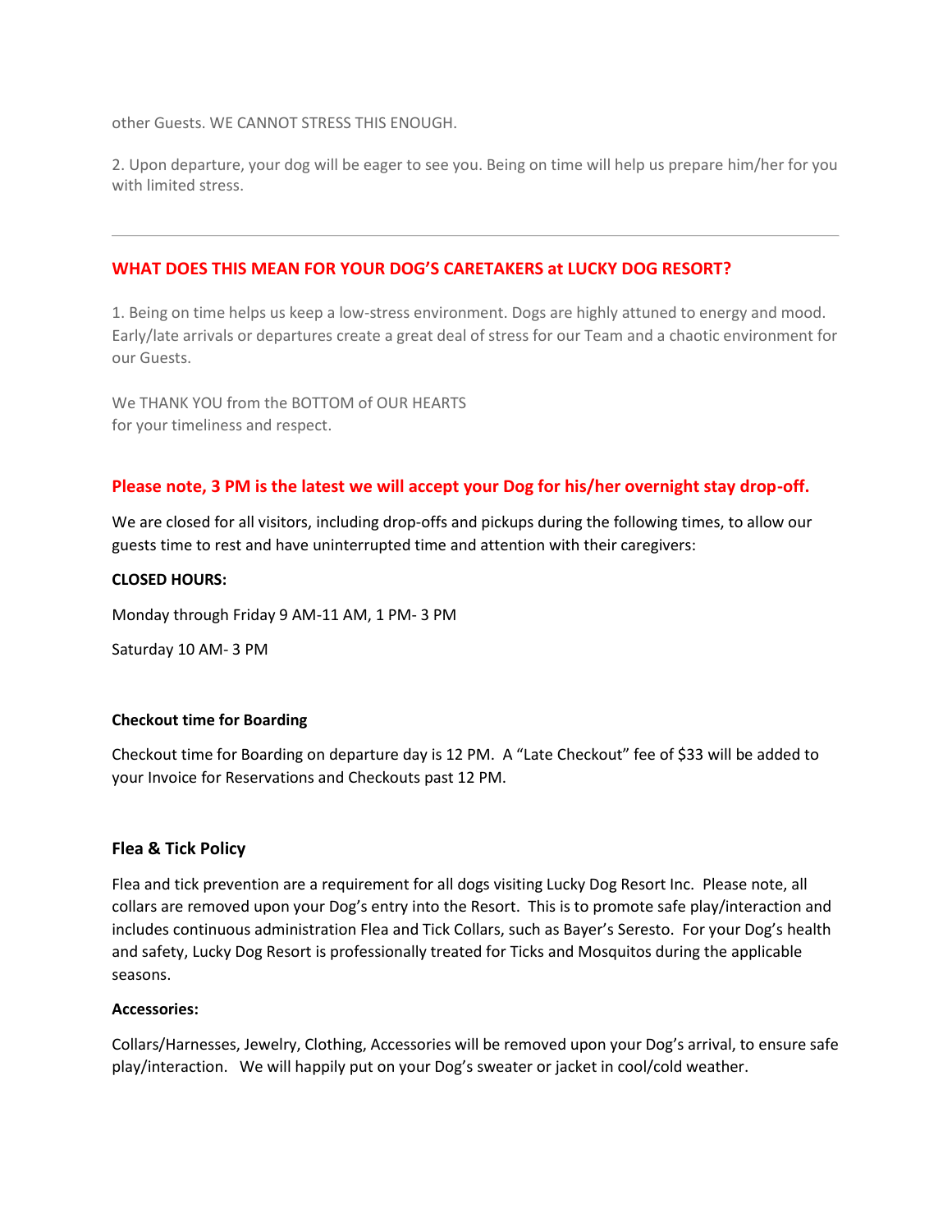other Guests. WE CANNOT STRESS THIS ENOUGH.

2. Upon departure, your dog will be eager to see you. Being on time will help us prepare him/her for you with limited stress.

---

## WHAT DOES THIS MEAN FOR YOUR DOG'S CARETAKERS at LUCKY DOG RESORT?

1. Being on time helps us keep a low-stress environment. Dogs are highly attuned to energy and mood. Early/late arrivals or departures create a great deal of stress for our Team and a chaotic environment for our Guests.

We THANK YOU from the BOTTOM of OUR HEARTS
for your timeliness and respect.

### Please note, 3 PM is the latest we will accept your Dog for his/her overnight stay drop-off.

We are closed for all visitors, including drop-offs and pickups during the following times, to allow our guests time to rest and have uninterrupted time and attention with their caregivers:

**CLOSED HOURS:**

Monday through Friday 9 AM-11 AM, 1 PM- 3 PM

Saturday 10 AM- 3 PM

**Checkout time for Boarding**

Checkout time for Boarding on departure day is 12 PM. A "Late Checkout" fee of $33 will be added to your Invoice for Reservations and Checkouts past 12 PM.

### Flea & Tick Policy

Flea and tick prevention are a requirement for all dogs visiting Lucky Dog Resort Inc. Please note, all collars are removed upon your Dog's entry into the Resort. This is to promote safe play/interaction and includes continuous administration Flea and Tick Collars, such as Bayer's Seresto. For your Dog's health and safety, Lucky Dog Resort is professionally treated for Ticks and Mosquitos during the applicable seasons.

**Accessories:**

Collars/Harnesses, Jewelry, Clothing, Accessories will be removed upon your Dog's arrival, to ensure safe play/interaction. We will happily put on your Dog's sweater or jacket in cool/cold weather.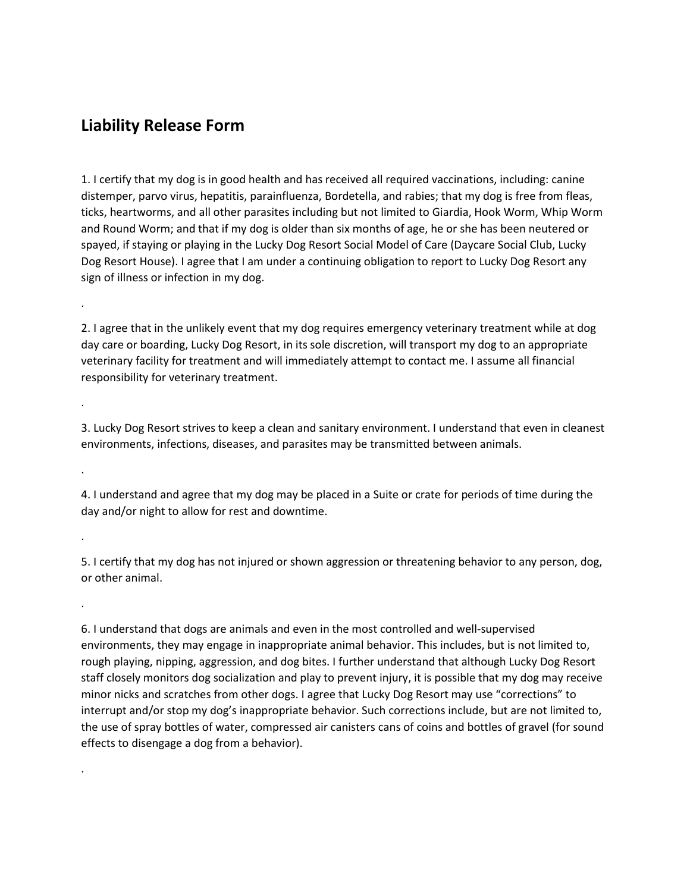## Liability Release Form

1. I certify that my dog is in good health and has received all required vaccinations, including: canine distemper, parvo virus, hepatitis, parainfluenza, Bordetella, and rabies; that my dog is free from fleas, ticks, heartworms, and all other parasites including but not limited to Giardia, Hook Worm, Whip Worm and Round Worm; and that if my dog is older than six months of age, he or she has been neutered or spayed, if staying or playing in the Lucky Dog Resort Social Model of Care (Daycare Social Club, Lucky Dog Resort House). I agree that I am under a continuing obligation to report to Lucky Dog Resort any sign of illness or infection in my dog.

.

2. I agree that in the unlikely event that my dog requires emergency veterinary treatment while at dog day care or boarding, Lucky Dog Resort, in its sole discretion, will transport my dog to an appropriate veterinary facility for treatment and will immediately attempt to contact me. I assume all financial responsibility for veterinary treatment.

.

3. Lucky Dog Resort strives to keep a clean and sanitary environment. I understand that even in cleanest environments, infections, diseases, and parasites may be transmitted between animals.

.

4. I understand and agree that my dog may be placed in a Suite or crate for periods of time during the day and/or night to allow for rest and downtime.

.

5. I certify that my dog has not injured or shown aggression or threatening behavior to any person, dog, or other animal.

.

6. I understand that dogs are animals and even in the most controlled and well-supervised environments, they may engage in inappropriate animal behavior. This includes, but is not limited to, rough playing, nipping, aggression, and dog bites. I further understand that although Lucky Dog Resort staff closely monitors dog socialization and play to prevent injury, it is possible that my dog may receive minor nicks and scratches from other dogs. I agree that Lucky Dog Resort may use "corrections" to interrupt and/or stop my dog's inappropriate behavior. Such corrections include, but are not limited to, the use of spray bottles of water, compressed air canisters cans of coins and bottles of gravel (for sound effects to disengage a dog from a behavior).

.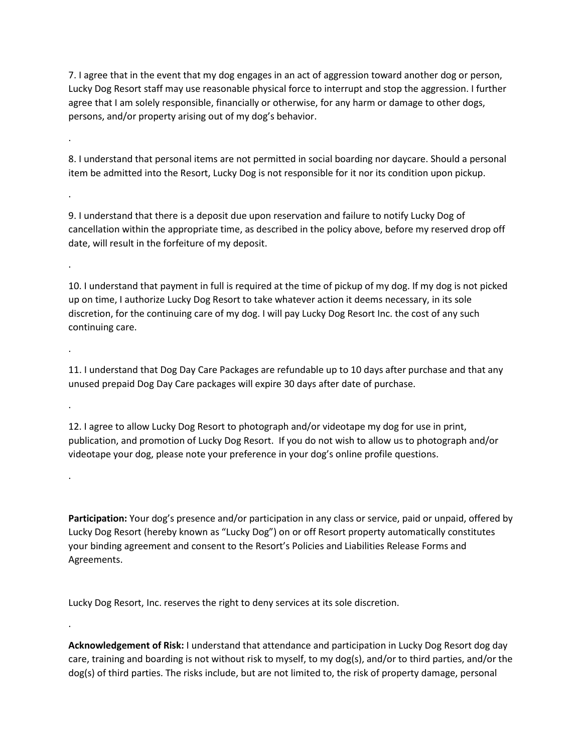7. I agree that in the event that my dog engages in an act of aggression toward another dog or person, Lucky Dog Resort staff may use reasonable physical force to interrupt and stop the aggression. I further agree that I am solely responsible, financially or otherwise, for any harm or damage to other dogs, persons, and/or property arising out of my dog's behavior.

.

8. I understand that personal items are not permitted in social boarding nor daycare. Should a personal item be admitted into the Resort, Lucky Dog is not responsible for it nor its condition upon pickup.

.

9. I understand that there is a deposit due upon reservation and failure to notify Lucky Dog of cancellation within the appropriate time, as described in the policy above, before my reserved drop off date, will result in the forfeiture of my deposit.

.

10. I understand that payment in full is required at the time of pickup of my dog. If my dog is not picked up on time, I authorize Lucky Dog Resort to take whatever action it deems necessary, in its sole discretion, for the continuing care of my dog. I will pay Lucky Dog Resort Inc. the cost of any such continuing care.

.

11. I understand that Dog Day Care Packages are refundable up to 10 days after purchase and that any unused prepaid Dog Day Care packages will expire 30 days after date of purchase.

.

12. I agree to allow Lucky Dog Resort to photograph and/or videotape my dog for use in print, publication, and promotion of Lucky Dog Resort. If you do not wish to allow us to photograph and/or videotape your dog, please note your preference in your dog's online profile questions.

.

**Participation:** Your dog's presence and/or participation in any class or service, paid or unpaid, offered by Lucky Dog Resort (hereby known as "Lucky Dog") on or off Resort property automatically constitutes your binding agreement and consent to the Resort's Policies and Liabilities Release Forms and Agreements.

Lucky Dog Resort, Inc. reserves the right to deny services at its sole discretion.

.

**Acknowledgement of Risk:** I understand that attendance and participation in Lucky Dog Resort dog day care, training and boarding is not without risk to myself, to my dog(s), and/or to third parties, and/or the dog(s) of third parties. The risks include, but are not limited to, the risk of property damage, personal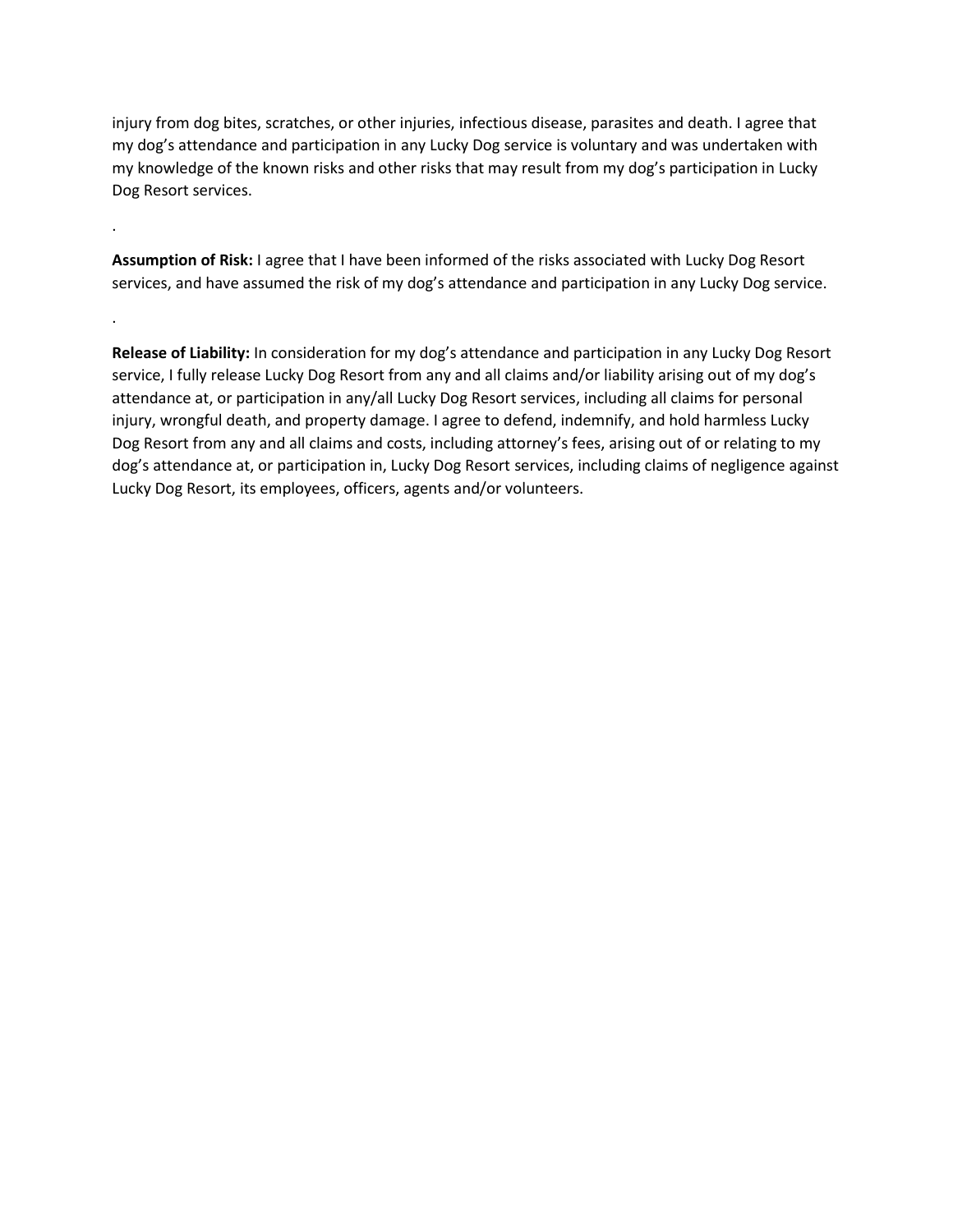injury from dog bites, scratches, or other injuries, infectious disease, parasites and death. I agree that my dog's attendance and participation in any Lucky Dog service is voluntary and was undertaken with my knowledge of the known risks and other risks that may result from my dog's participation in Lucky Dog Resort services.

.

**Assumption of Risk:** I agree that I have been informed of the risks associated with Lucky Dog Resort services, and have assumed the risk of my dog's attendance and participation in any Lucky Dog service.

.

**Release of Liability:** In consideration for my dog's attendance and participation in any Lucky Dog Resort service, I fully release Lucky Dog Resort from any and all claims and/or liability arising out of my dog's attendance at, or participation in any/all Lucky Dog Resort services, including all claims for personal injury, wrongful death, and property damage. I agree to defend, indemnify, and hold harmless Lucky Dog Resort from any and all claims and costs, including attorney's fees, arising out of or relating to my dog's attendance at, or participation in, Lucky Dog Resort services, including claims of negligence against Lucky Dog Resort, its employees, officers, agents and/or volunteers.